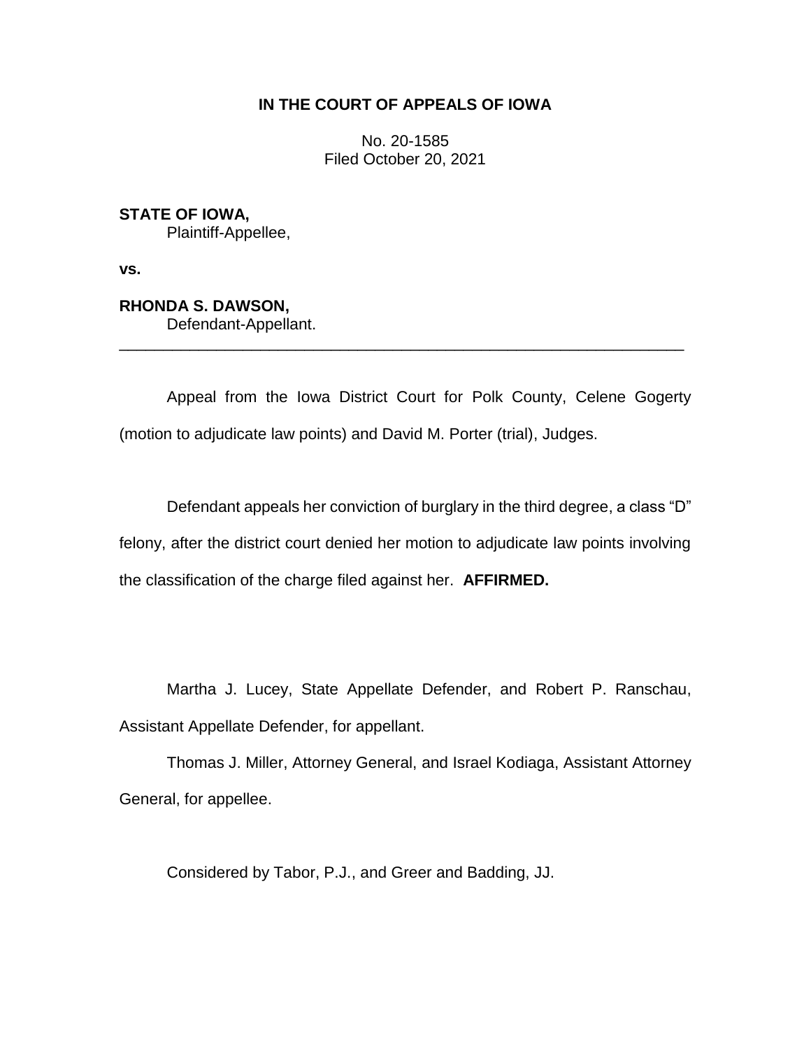# IN THE COURT OF APPEALS OF IOWA

No. 20-1585
Filed October 20, 2021

**STATE OF IOWA,**
Plaintiff-Appellee,

**vs.**

**RHONDA S. DAWSON,**
Defendant-Appellant.

---

Appeal from the Iowa District Court for Polk County, Celene Gogerty (motion to adjudicate law points) and David M. Porter (trial), Judges.

Defendant appeals her conviction of burglary in the third degree, a class "D" felony, after the district court denied her motion to adjudicate law points involving the classification of the charge filed against her. **AFFIRMED.**

Martha J. Lucey, State Appellate Defender, and Robert P. Ranschau, Assistant Appellate Defender, for appellant.

Thomas J. Miller, Attorney General, and Israel Kodiaga, Assistant Attorney General, for appellee.

Considered by Tabor, P.J., and Greer and Badding, JJ.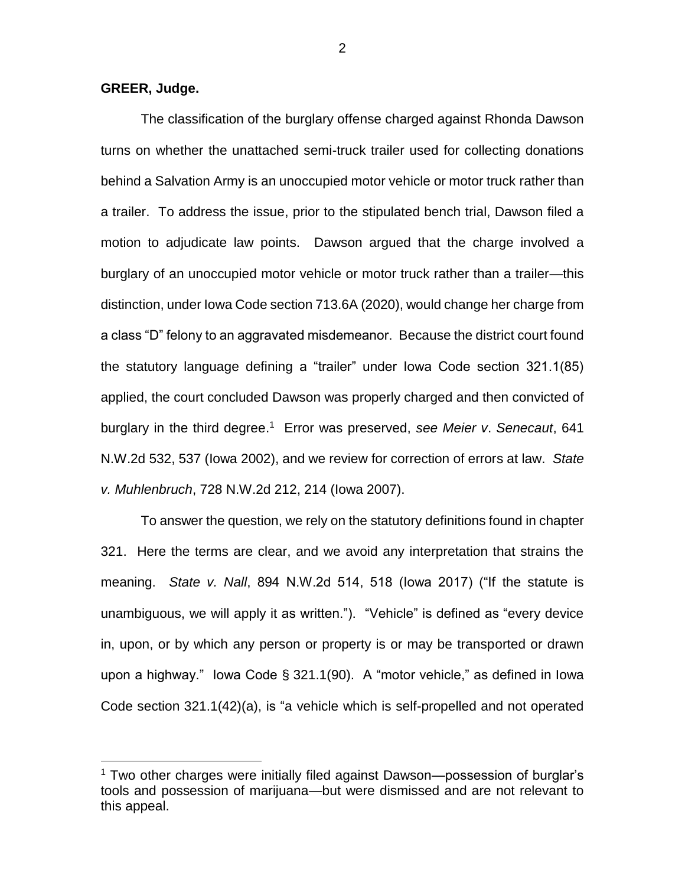**GREER, Judge.**

The classification of the burglary offense charged against Rhonda Dawson turns on whether the unattached semi-truck trailer used for collecting donations behind a Salvation Army is an unoccupied motor vehicle or motor truck rather than a trailer. To address the issue, prior to the stipulated bench trial, Dawson filed a motion to adjudicate law points. Dawson argued that the charge involved a burglary of an unoccupied motor vehicle or motor truck rather than a trailer—this distinction, under Iowa Code section 713.6A (2020), would change her charge from a class "D" felony to an aggravated misdemeanor. Because the district court found the statutory language defining a "trailer" under Iowa Code section 321.1(85) applied, the court concluded Dawson was properly charged and then convicted of burglary in the third degree.[1] Error was preserved, *see Meier v. Senecaut*, 641 N.W.2d 532, 537 (Iowa 2002), and we review for correction of errors at law. *State v. Muhlenbruch*, 728 N.W.2d 212, 214 (Iowa 2007).

To answer the question, we rely on the statutory definitions found in chapter 321. Here the terms are clear, and we avoid any interpretation that strains the meaning. *State v. Nall*, 894 N.W.2d 514, 518 (Iowa 2017) ("If the statute is unambiguous, we will apply it as written."). "Vehicle" is defined as "every device in, upon, or by which any person or property is or may be transported or drawn upon a highway." Iowa Code § 321.1(90). A "motor vehicle," as defined in Iowa Code section 321.1(42)(a), is "a vehicle which is self-propelled and not operated

[1] Two other charges were initially filed against Dawson—possession of burglar's tools and possession of marijuana—but were dismissed and are not relevant to this appeal.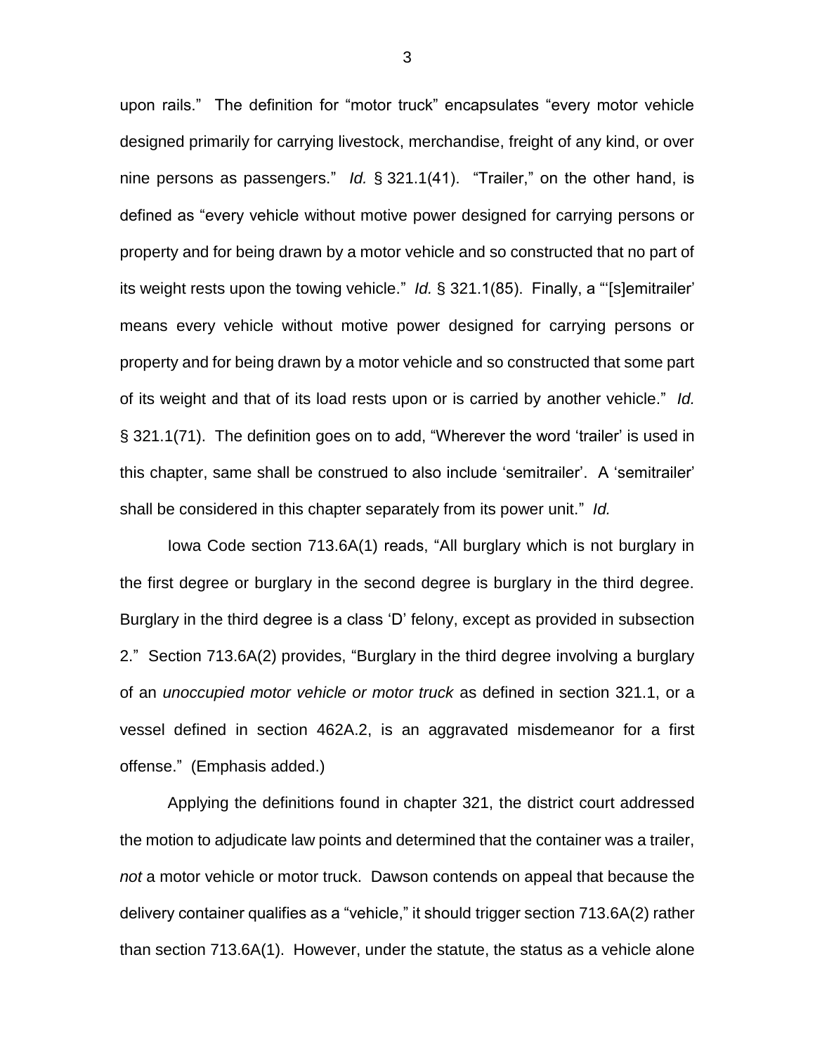upon rails." The definition for "motor truck" encapsulates "every motor vehicle designed primarily for carrying livestock, merchandise, freight of any kind, or over nine persons as passengers." *Id.* § 321.1(41). "Trailer," on the other hand, is defined as "every vehicle without motive power designed for carrying persons or property and for being drawn by a motor vehicle and so constructed that no part of its weight rests upon the towing vehicle." *Id.* § 321.1(85). Finally, a "'[s]emitrailer' means every vehicle without motive power designed for carrying persons or property and for being drawn by a motor vehicle and so constructed that some part of its weight and that of its load rests upon or is carried by another vehicle." *Id.* § 321.1(71). The definition goes on to add, "Wherever the word 'trailer' is used in this chapter, same shall be construed to also include 'semitrailer'. A 'semitrailer' shall be considered in this chapter separately from its power unit." *Id.*

Iowa Code section 713.6A(1) reads, "All burglary which is not burglary in the first degree or burglary in the second degree is burglary in the third degree. Burglary in the third degree is a class 'D' felony, except as provided in subsection 2." Section 713.6A(2) provides, "Burglary in the third degree involving a burglary of an *unoccupied motor vehicle or motor truck* as defined in section 321.1, or a vessel defined in section 462A.2, is an aggravated misdemeanor for a first offense." (Emphasis added.)

Applying the definitions found in chapter 321, the district court addressed the motion to adjudicate law points and determined that the container was a trailer, *not* a motor vehicle or motor truck. Dawson contends on appeal that because the delivery container qualifies as a "vehicle," it should trigger section 713.6A(2) rather than section 713.6A(1). However, under the statute, the status as a vehicle alone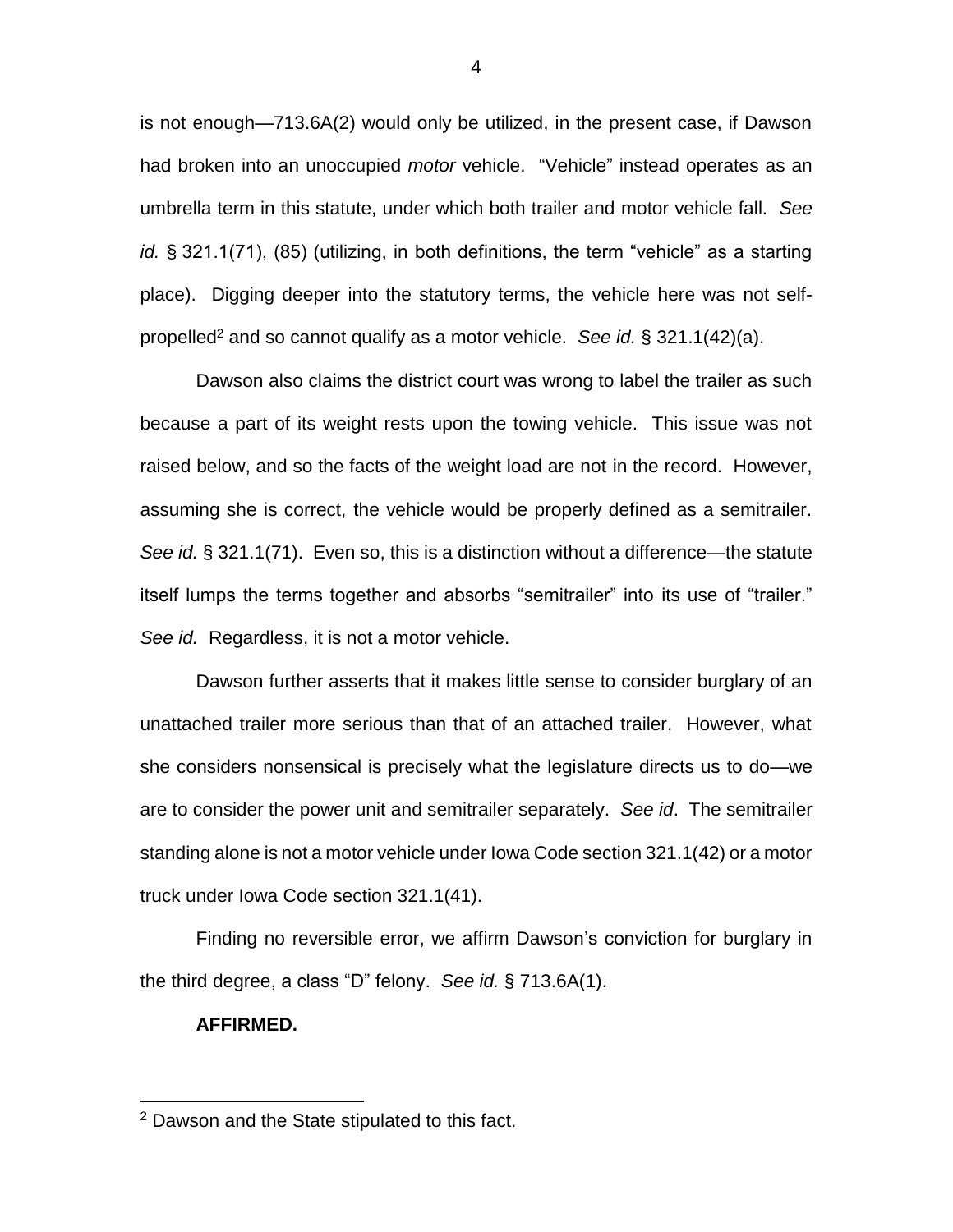is not enough—713.6A(2) would only be utilized, in the present case, if Dawson had broken into an unoccupied *motor* vehicle. "Vehicle" instead operates as an umbrella term in this statute, under which both trailer and motor vehicle fall. *See id.* § 321.1(71), (85) (utilizing, in both definitions, the term "vehicle" as a starting place). Digging deeper into the statutory terms, the vehicle here was not self-propelled[2] and so cannot qualify as a motor vehicle. *See id.* § 321.1(42)(a).

Dawson also claims the district court was wrong to label the trailer as such because a part of its weight rests upon the towing vehicle. This issue was not raised below, and so the facts of the weight load are not in the record. However, assuming she is correct, the vehicle would be properly defined as a semitrailer. *See id.* § 321.1(71). Even so, this is a distinction without a difference—the statute itself lumps the terms together and absorbs "semitrailer" into its use of "trailer." *See id.* Regardless, it is not a motor vehicle.

Dawson further asserts that it makes little sense to consider burglary of an unattached trailer more serious than that of an attached trailer. However, what she considers nonsensical is precisely what the legislature directs us to do—we are to consider the power unit and semitrailer separately. *See id*. The semitrailer standing alone is not a motor vehicle under Iowa Code section 321.1(42) or a motor truck under Iowa Code section 321.1(41).

Finding no reversible error, we affirm Dawson's conviction for burglary in the third degree, a class "D" felony. *See id.* § 713.6A(1).

**AFFIRMED.**

[2] Dawson and the State stipulated to this fact.